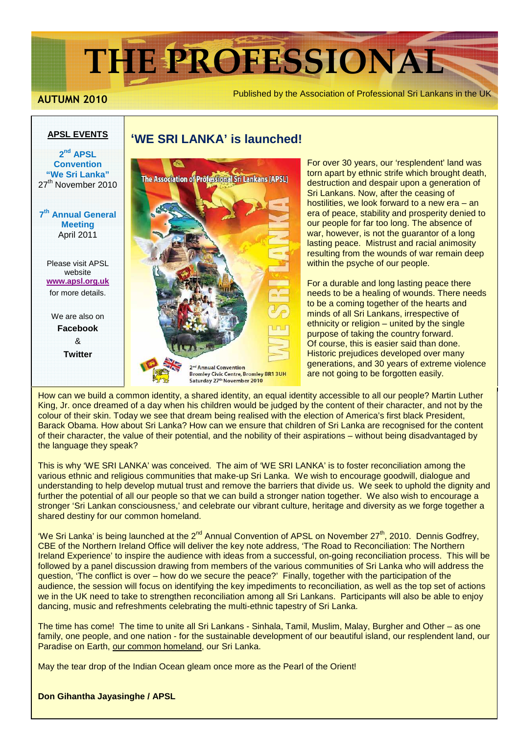# THE PROFESSIONAL

**AUTUMN 2010**

Published by the Association of Professional Sri Lankans in the UK

**APSL EVENTS**

**2nd APSL Convention "We Sri Lanka"**
27th November 2010

**7th Annual General Meeting**
April 2011

Please visit APSL website **www.apsl.org.uk** for more details.

We are also on **Facebook** & **Twitter**

## 'WE SRI LANKA' is launched!

For over 30 years, our 'resplendent' land was torn apart by ethnic strife which brought death, destruction and despair upon a generation of Sri Lankans. Now, after the ceasing of hostilities, we look forward to a new era – an era of peace, stability and prosperity denied to our people for far too long. The absence of war, however, is not the guarantor of a long lasting peace. Mistrust and racial animosity resulting from the wounds of war remain deep within the psyche of our people.

For a durable and long lasting peace there needs to be a healing of wounds. There needs to be a coming together of the hearts and minds of all Sri Lankans, irrespective of ethnicity or religion – united by the single purpose of taking the country forward. Of course, this is easier said than done. Historic prejudices developed over many generations, and 30 years of extreme violence are not going to be forgotten easily.

How can we build a common identity, a shared identity, an equal identity accessible to all our people? Martin Luther King, Jr. once dreamed of a day when his children would be judged by the content of their character, and not by the colour of their skin. Today we see that dream being realised with the election of America's first black President, Barack Obama. How about Sri Lanka? How can we ensure that children of Sri Lanka are recognised for the content of their character, the value of their potential, and the nobility of their aspirations – without being disadvantaged by the language they speak?

This is why 'WE SRI LANKA' was conceived. The aim of 'WE SRI LANKA' is to foster reconciliation among the various ethnic and religious communities that make-up Sri Lanka. We wish to encourage goodwill, dialogue and understanding to help develop mutual trust and remove the barriers that divide us. We seek to uphold the dignity and further the potential of all our people so that we can build a stronger nation together. We also wish to encourage a stronger 'Sri Lankan consciousness,' and celebrate our vibrant culture, heritage and diversity as we forge together a shared destiny for our common homeland.

'We Sri Lanka' is being launched at the 2nd Annual Convention of APSL on November 27th, 2010. Dennis Godfrey, CBE of the Northern Ireland Office will deliver the key note address, 'The Road to Reconciliation: The Northern Ireland Experience' to inspire the audience with ideas from a successful, on-going reconciliation process. This will be followed by a panel discussion drawing from members of the various communities of Sri Lanka who will address the question, 'The conflict is over – how do we secure the peace?' Finally, together with the participation of the audience, the session will focus on identifying the key impediments to reconciliation, as well as the top set of actions we in the UK need to take to strengthen reconciliation among all Sri Lankans. Participants will also be able to enjoy dancing, music and refreshments celebrating the multi-ethnic tapestry of Sri Lanka.

The time has come! The time to unite all Sri Lankans - Sinhala, Tamil, Muslim, Malay, Burgher and Other – as one family, one people, and one nation - for the sustainable development of our beautiful island, our resplendent land, our Paradise on Earth, our common homeland, our Sri Lanka.

May the tear drop of the Indian Ocean gleam once more as the Pearl of the Orient!

**Don Gihantha Jayasinghe / APSL**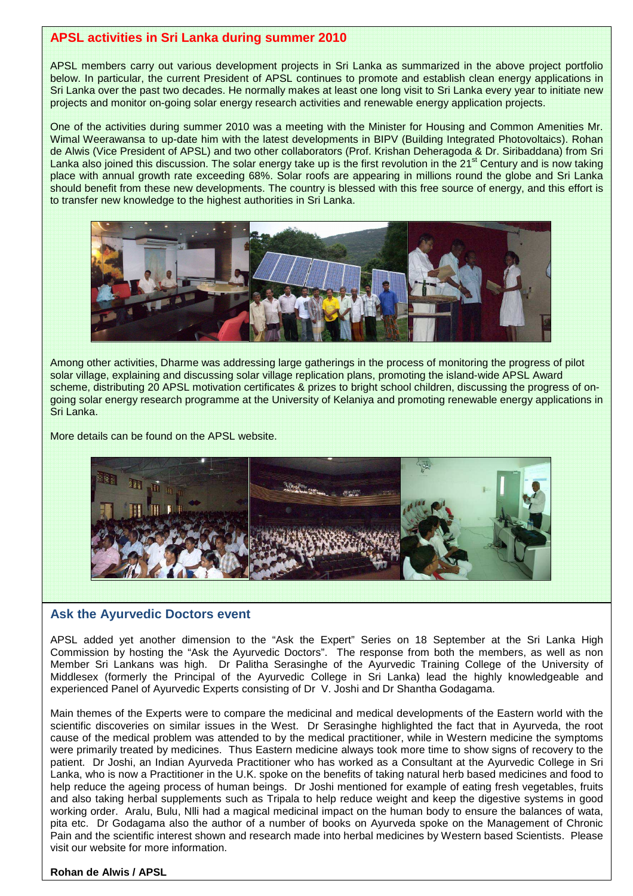## APSL activities in Sri Lanka during summer 2010

APSL members carry out various development projects in Sri Lanka as summarized in the above project portfolio below. In particular, the current President of APSL continues to promote and establish clean energy applications in Sri Lanka over the past two decades. He normally makes at least one long visit to Sri Lanka every year to initiate new projects and monitor on-going solar energy research activities and renewable energy application projects.

One of the activities during summer 2010 was a meeting with the Minister for Housing and Common Amenities Mr. Wimal Weerawansa to up-date him with the latest developments in BIPV (Building Integrated Photovoltaics). Rohan de Alwis (Vice President of APSL) and two other collaborators (Prof. Krishan Deheragoda & Dr. Siribaddana) from Sri Lanka also joined this discussion. The solar energy take up is the first revolution in the 21st Century and is now taking place with annual growth rate exceeding 68%. Solar roofs are appearing in millions round the globe and Sri Lanka should benefit from these new developments. The country is blessed with this free source of energy, and this effort is to transfer new knowledge to the highest authorities in Sri Lanka.

Among other activities, Dharme was addressing large gatherings in the process of monitoring the progress of pilot solar village, explaining and discussing solar village replication plans, promoting the island-wide APSL Award scheme, distributing 20 APSL motivation certificates & prizes to bright school children, discussing the progress of on-going solar energy research programme at the University of Kelaniya and promoting renewable energy applications in Sri Lanka.

More details can be found on the APSL website.

## Ask the Ayurvedic Doctors event

APSL added yet another dimension to the “Ask the Expert” Series on 18 September at the Sri Lanka High Commission by hosting the “Ask the Ayurvedic Doctors”. The response from both the members, as well as non Member Sri Lankans was high. Dr Palitha Serasinghe of the Ayurvedic Training College of the University of Middlesex (formerly the Principal of the Ayurvedic College in Sri Lanka) lead the highly knowledgeable and experienced Panel of Ayurvedic Experts consisting of Dr V. Joshi and Dr Shantha Godagama.

Main themes of the Experts were to compare the medicinal and medical developments of the Eastern world with the scientific discoveries on similar issues in the West. Dr Serasinghe highlighted the fact that in Ayurveda, the root cause of the medical problem was attended to by the medical practitioner, while in Western medicine the symptoms were primarily treated by medicines. Thus Eastern medicine always took more time to show signs of recovery to the patient. Dr Joshi, an Indian Ayurveda Practitioner who has worked as a Consultant at the Ayurvedic College in Sri Lanka, who is now a Practitioner in the U.K. spoke on the benefits of taking natural herb based medicines and food to help reduce the ageing process of human beings. Dr Joshi mentioned for example of eating fresh vegetables, fruits and also taking herbal supplements such as Tripala to help reduce weight and keep the digestive systems in good working order. Aralu, Bulu, Nlli had a magical medicinal impact on the human body to ensure the balances of wata, pita etc. Dr Godagama also the author of a number of books on Ayurveda spoke on the Management of Chronic Pain and the scientific interest shown and research made into herbal medicines by Western based Scientists. Please visit our website for more information.

**Rohan de Alwis / APSL**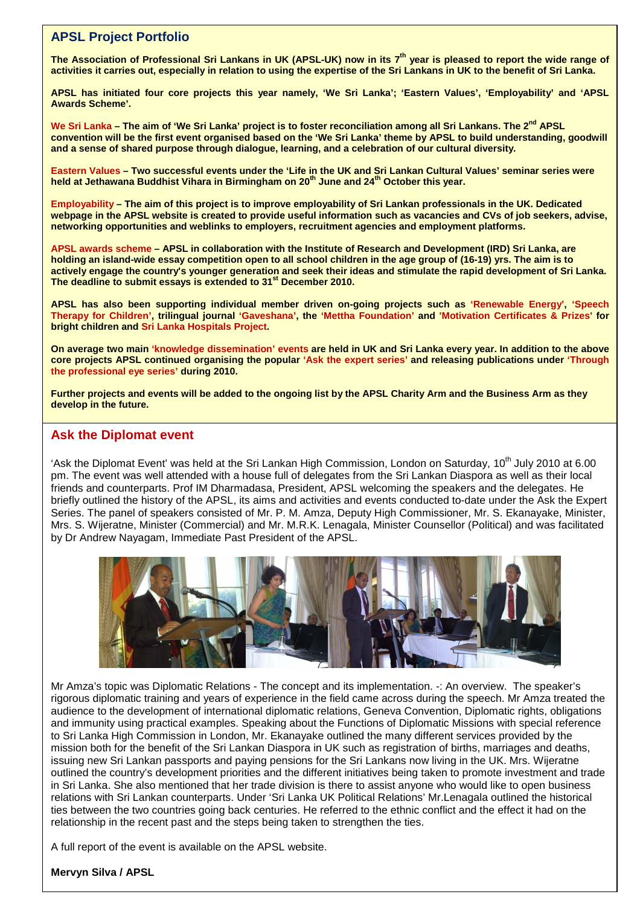## APSL Project Portfolio

**The Association of Professional Sri Lankans in UK (APSL-UK) now in its 7th year is pleased to report the wide range of activities it carries out, especially in relation to using the expertise of the Sri Lankans in UK to the benefit of Sri Lanka.**

**APSL has initiated four core projects this year namely, 'We Sri Lanka'; 'Eastern Values', 'Employability' and 'APSL Awards Scheme'.**

**We Sri Lanka – The aim of 'We Sri Lanka' project is to foster reconciliation among all Sri Lankans. The 2nd APSL convention will be the first event organised based on the 'We Sri Lanka' theme by APSL to build understanding, goodwill and a sense of shared purpose through dialogue, learning, and a celebration of our cultural diversity.**

**Eastern Values – Two successful events under the 'Life in the UK and Sri Lankan Cultural Values' seminar series were held at Jethawana Buddhist Vihara in Birmingham on 20th June and 24th October this year.**

**Employability – The aim of this project is to improve employability of Sri Lankan professionals in the UK. Dedicated webpage in the APSL website is created to provide useful information such as vacancies and CVs of job seekers, advise, networking opportunities and weblinks to employers, recruitment agencies and employment platforms.**

**APSL awards scheme – APSL in collaboration with the Institute of Research and Development (IRD) Sri Lanka, are holding an island-wide essay competition open to all school children in the age group of (16-19) yrs. The aim is to actively engage the country's younger generation and seek their ideas and stimulate the rapid development of Sri Lanka. The deadline to submit essays is extended to 31st December 2010.**

**APSL has also been supporting individual member driven on-going projects such as 'Renewable Energy', 'Speech Therapy for Children', trilingual journal 'Gaveshana', the 'Mettha Foundation' and 'Motivation Certificates & Prizes' for bright children and Sri Lanka Hospitals Project.**

**On average two main 'knowledge dissemination' events are held in UK and Sri Lanka every year. In addition to the above core projects APSL continued organising the popular 'Ask the expert series' and releasing publications under 'Through the professional eye series' during 2010.**

**Further projects and events will be added to the ongoing list by the APSL Charity Arm and the Business Arm as they develop in the future.**

## Ask the Diplomat event

'Ask the Diplomat Event' was held at the Sri Lankan High Commission, London on Saturday, 10th July 2010 at 6.00 pm. The event was well attended with a house full of delegates from the Sri Lankan Diaspora as well as their local friends and counterparts. Prof IM Dharmadasa, President, APSL welcoming the speakers and the delegates. He briefly outlined the history of the APSL, its aims and activities and events conducted to-date under the Ask the Expert Series. The panel of speakers consisted of Mr. P. M. Amza, Deputy High Commissioner, Mr. S. Ekanayake, Minister, Mrs. S. Wijeratne, Minister (Commercial) and Mr. M.R.K. Lenagala, Minister Counsellor (Political) and was facilitated by Dr Andrew Nayagam, Immediate Past President of the APSL.

Mr Amza's topic was Diplomatic Relations - The concept and its implementation. -: An overview. The speaker's rigorous diplomatic training and years of experience in the field came across during the speech. Mr Amza treated the audience to the development of international diplomatic relations, Geneva Convention, Diplomatic rights, obligations and immunity using practical examples. Speaking about the Functions of Diplomatic Missions with special reference to Sri Lanka High Commission in London, Mr. Ekanayake outlined the many different services provided by the mission both for the benefit of the Sri Lankan Diaspora in UK such as registration of births, marriages and deaths, issuing new Sri Lankan passports and paying pensions for the Sri Lankans now living in the UK. Mrs. Wijeratne outlined the country's development priorities and the different initiatives being taken to promote investment and trade in Sri Lanka. She also mentioned that her trade division is there to assist anyone who would like to open business relations with Sri Lankan counterparts. Under 'Sri Lanka UK Political Relations' Mr.Lenagala outlined the historical ties between the two countries going back centuries. He referred to the ethnic conflict and the effect it had on the relationship in the recent past and the steps being taken to strengthen the ties.

A full report of the event is available on the APSL website.

**Mervyn Silva / APSL**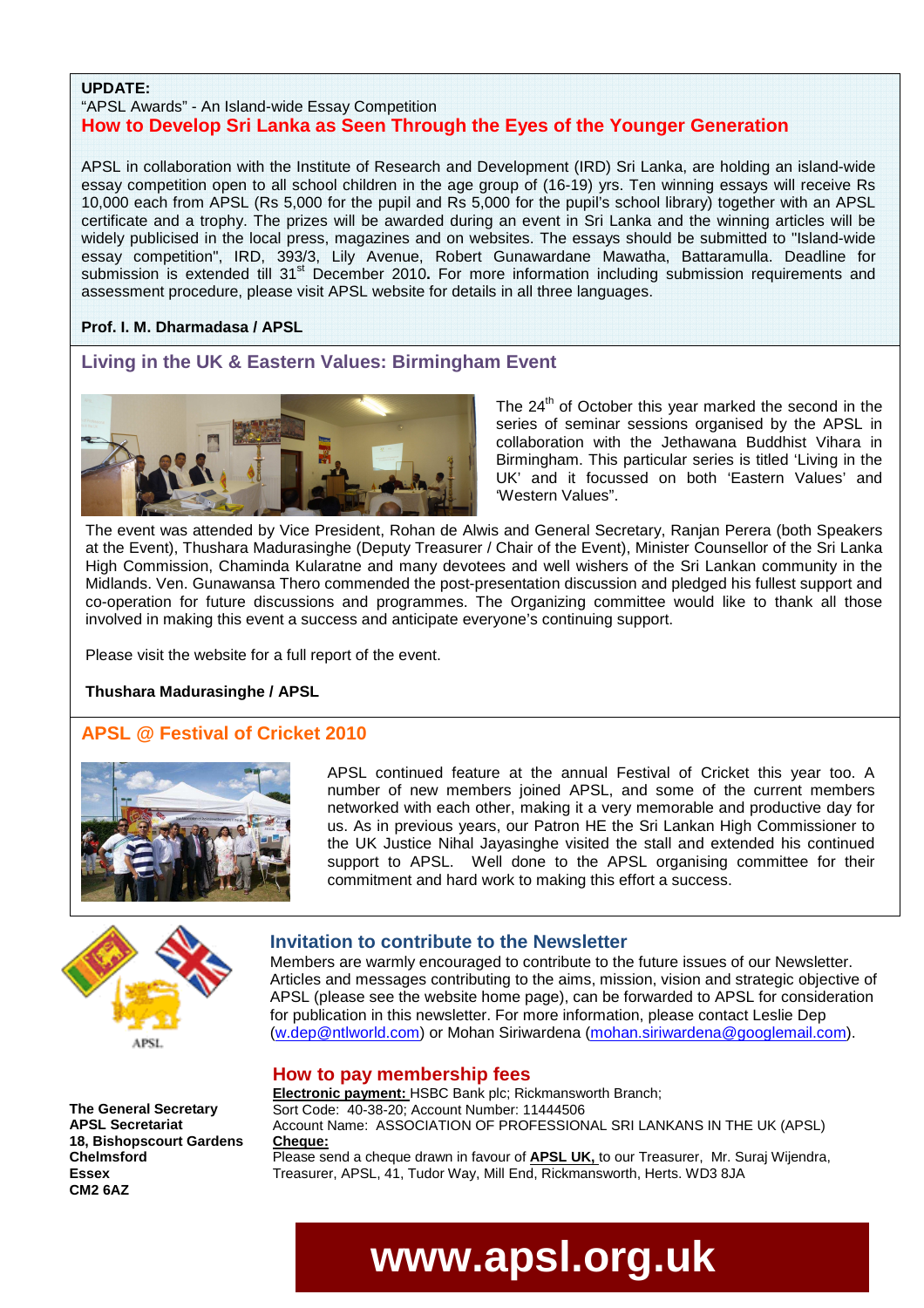**UPDATE:**

"APSL Awards" - An Island-wide Essay Competition

## How to Develop Sri Lanka as Seen Through the Eyes of the Younger Generation

APSL in collaboration with the Institute of Research and Development (IRD) Sri Lanka, are holding an island-wide essay competition open to all school children in the age group of (16-19) yrs. Ten winning essays will receive Rs 10,000 each from APSL (Rs 5,000 for the pupil and Rs 5,000 for the pupil's school library) together with an APSL certificate and a trophy. The prizes will be awarded during an event in Sri Lanka and the winning articles will be widely publicised in the local press, magazines and on websites. The essays should be submitted to "Island-wide essay competition", IRD, 393/3, Lily Avenue, Robert Gunawardane Mawatha, Battaramulla. Deadline for submission is extended till 31st December 2010**.** For more information including submission requirements and assessment procedure, please visit APSL website for details in all three languages.

**Prof. I. M. Dharmadasa / APSL**

## Living in the UK & Eastern Values: Birmingham Event

The 24th of October this year marked the second in the series of seminar sessions organised by the APSL in collaboration with the Jethawana Buddhist Vihara in Birmingham. This particular series is titled 'Living in the UK' and it focussed on both 'Eastern Values' and 'Western Values".

The event was attended by Vice President, Rohan de Alwis and General Secretary, Ranjan Perera (both Speakers at the Event), Thushara Madurasinghe (Deputy Treasurer / Chair of the Event), Minister Counsellor of the Sri Lanka High Commission, Chaminda Kularatne and many devotees and well wishers of the Sri Lankan community in the Midlands. Ven. Gunawansa Thero commended the post-presentation discussion and pledged his fullest support and co-operation for future discussions and programmes. The Organizing committee would like to thank all those involved in making this event a success and anticipate everyone's continuing support.

Please visit the website for a full report of the event.

**Thushara Madurasinghe / APSL**

## APSL @ Festival of Cricket 2010

APSL continued feature at the annual Festival of Cricket this year too. A number of new members joined APSL, and some of the current members networked with each other, making it a very memorable and productive day for us. As in previous years, our Patron HE the Sri Lankan High Commissioner to the UK Justice Nihal Jayasinghe visited the stall and extended his continued support to APSL. Well done to the APSL organising committee for their commitment and hard work to making this effort a success.

APSL

## Invitation to contribute to the Newsletter

Members are warmly encouraged to contribute to the future issues of our Newsletter. Articles and messages contributing to the aims, mission, vision and strategic objective of APSL (please see the website home page), can be forwarded to APSL for consideration for publication in this newsletter. For more information, please contact Leslie Dep (w.dep@ntlworld.com) or Mohan Siriwardena (mohan.siriwardena@googlemail.com).

## How to pay membership fees

**Electronic payment:** HSBC Bank plc; Rickmansworth Branch;
Sort Code: 40-38-20; Account Number: 11444506
Account Name: ASSOCIATION OF PROFESSIONAL SRI LANKANS IN THE UK (APSL)

**Cheque:**
Please send a cheque drawn in favour of **APSL UK,** to our Treasurer, Mr. Suraj Wijendra, Treasurer, APSL, 41, Tudor Way, Mill End, Rickmansworth, Herts. WD3 8JA

**The General Secretary**
**APSL Secretariat**
**18, Bishopscourt Gardens**
**Chelmsford**
**Essex**
**CM2 6AZ**

# www.apsl.org.uk